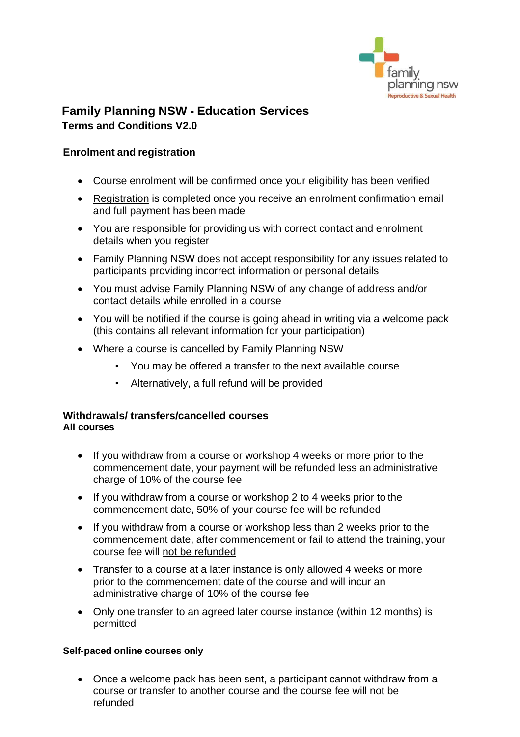# Family Planning NSW - Education Services

## Terms and Conditions V2.0

### Enrolment and registration

- Course enrolment will be confirmed once your eligibility has been verified
- Registration is completed once you receive an enrolment confirmation email and full payment has been made
- You are responsible for providing us with correct contact and enrolment details when you register
- Family Planning NSW does not accept responsibility for any issues related to participants providing incorrect information or personal details
- You must advise Family Planning NSW of any change of address and/or contact details while enrolled in a course
- You will be notified if the course is going ahead in writing via a welcome pack (this contains all relevant information for your participation)
- Where a course is cancelled by Family Planning NSW
  - You may be offered a transfer to the next available course
  - Alternatively, a full refund will be provided

### Withdrawals/ transfers/cancelled courses

**All courses**

- If you withdraw from a course or workshop 4 weeks or more prior to the commencement date, your payment will be refunded less an administrative charge of 10% of the course fee
- If you withdraw from a course or workshop 2 to 4 weeks prior to the commencement date, 50% of your course fee will be refunded
- If you withdraw from a course or workshop less than 2 weeks prior to the commencement date, after commencement or fail to attend the training, your course fee will not be refunded
- Transfer to a course at a later instance is only allowed 4 weeks or more prior to the commencement date of the course and will incur an administrative charge of 10% of the course fee
- Only one transfer to an agreed later course instance (within 12 months) is permitted

**Self-paced online courses only**

- Once a welcome pack has been sent, a participant cannot withdraw from a course or transfer to another course and the course fee will not be refunded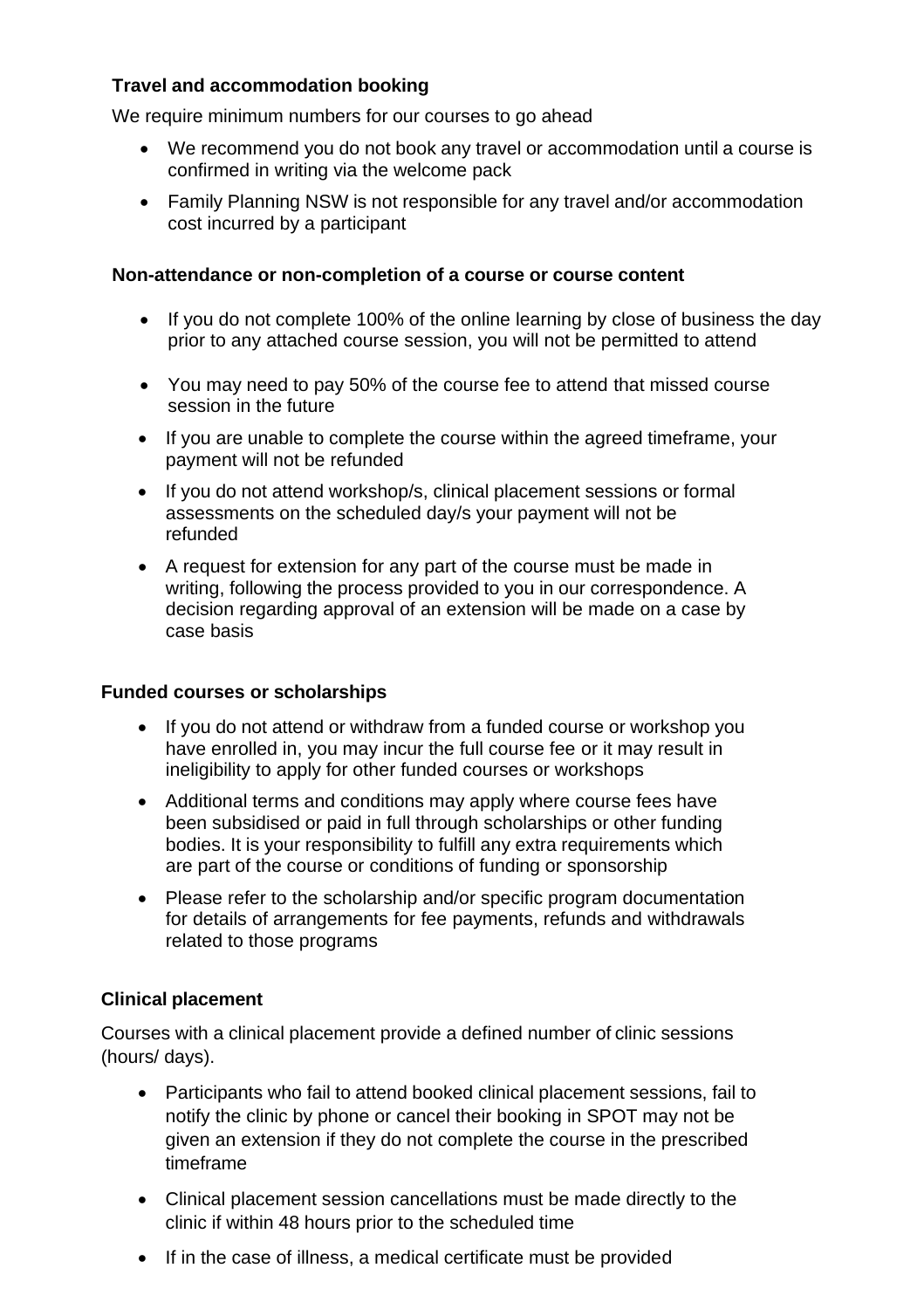**Travel and accommodation booking**

We require minimum numbers for our courses to go ahead

- We recommend you do not book any travel or accommodation until a course is confirmed in writing via the welcome pack
- Family Planning NSW is not responsible for any travel and/or accommodation cost incurred by a participant

**Non-attendance or non-completion of a course or course content**

- If you do not complete 100% of the online learning by close of business the day prior to any attached course session, you will not be permitted to attend
- You may need to pay 50% of the course fee to attend that missed course session in the future
- If you are unable to complete the course within the agreed timeframe, your payment will not be refunded
- If you do not attend workshop/s, clinical placement sessions or formal assessments on the scheduled day/s your payment will not be refunded
- A request for extension for any part of the course must be made in writing, following the process provided to you in our correspondence. A decision regarding approval of an extension will be made on a case by case basis

**Funded courses or scholarships**

- If you do not attend or withdraw from a funded course or workshop you have enrolled in, you may incur the full course fee or it may result in ineligibility to apply for other funded courses or workshops
- Additional terms and conditions may apply where course fees have been subsidised or paid in full through scholarships or other funding bodies. It is your responsibility to fulfill any extra requirements which are part of the course or conditions of funding or sponsorship
- Please refer to the scholarship and/or specific program documentation for details of arrangements for fee payments, refunds and withdrawals related to those programs

**Clinical placement**

Courses with a clinical placement provide a defined number of clinic sessions (hours/ days).

- Participants who fail to attend booked clinical placement sessions, fail to notify the clinic by phone or cancel their booking in SPOT may not be given an extension if they do not complete the course in the prescribed timeframe
- Clinical placement session cancellations must be made directly to the clinic if within 48 hours prior to the scheduled time
- If in the case of illness, a medical certificate must be provided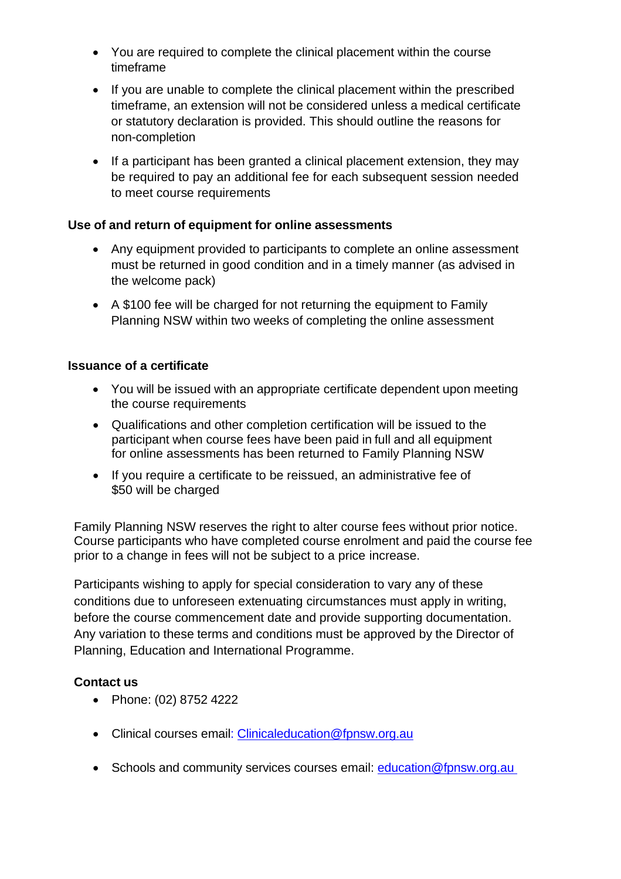- You are required to complete the clinical placement within the course timeframe
- If you are unable to complete the clinical placement within the prescribed timeframe, an extension will not be considered unless a medical certificate or statutory declaration is provided. This should outline the reasons for non-completion
- If a participant has been granted a clinical placement extension, they may be required to pay an additional fee for each subsequent session needed to meet course requirements

**Use of and return of equipment for online assessments**

- Any equipment provided to participants to complete an online assessment must be returned in good condition and in a timely manner (as advised in the welcome pack)
- A $100 fee will be charged for not returning the equipment to Family Planning NSW within two weeks of completing the online assessment

**Issuance of a certificate**

- You will be issued with an appropriate certificate dependent upon meeting the course requirements
- Qualifications and other completion certification will be issued to the participant when course fees have been paid in full and all equipment for online assessments has been returned to Family Planning NSW
- If you require a certificate to be reissued, an administrative fee of $50 will be charged

Family Planning NSW reserves the right to alter course fees without prior notice. Course participants who have completed course enrolment and paid the course fee prior to a change in fees will not be subject to a price increase.

Participants wishing to apply for special consideration to vary any of these conditions due to unforeseen extenuating circumstances must apply in writing, before the course commencement date and provide supporting documentation. Any variation to these terms and conditions must be approved by the Director of Planning, Education and International Programme.

**Contact us**

- Phone: (02) 8752 4222
- Clinical courses email: Clinicaleducation@fpnsw.org.au
- Schools and community services courses email: education@fpnsw.org.au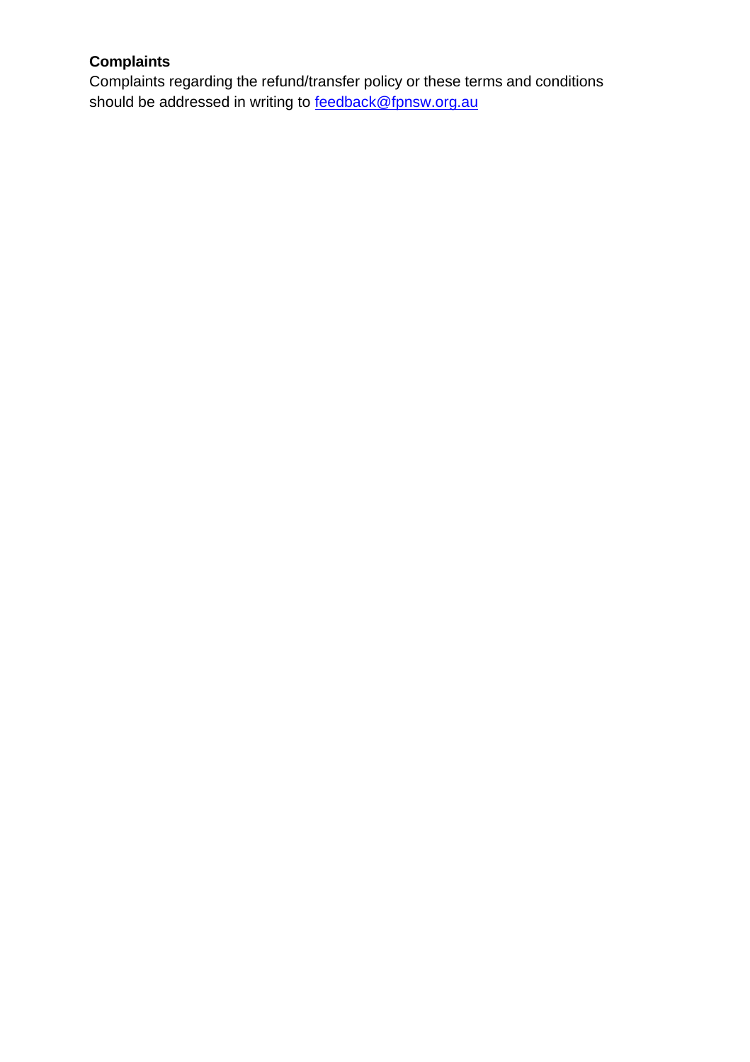**Complaints**

Complaints regarding the refund/transfer policy or these terms and conditions should be addressed in writing to feedback@fpnsw.org.au